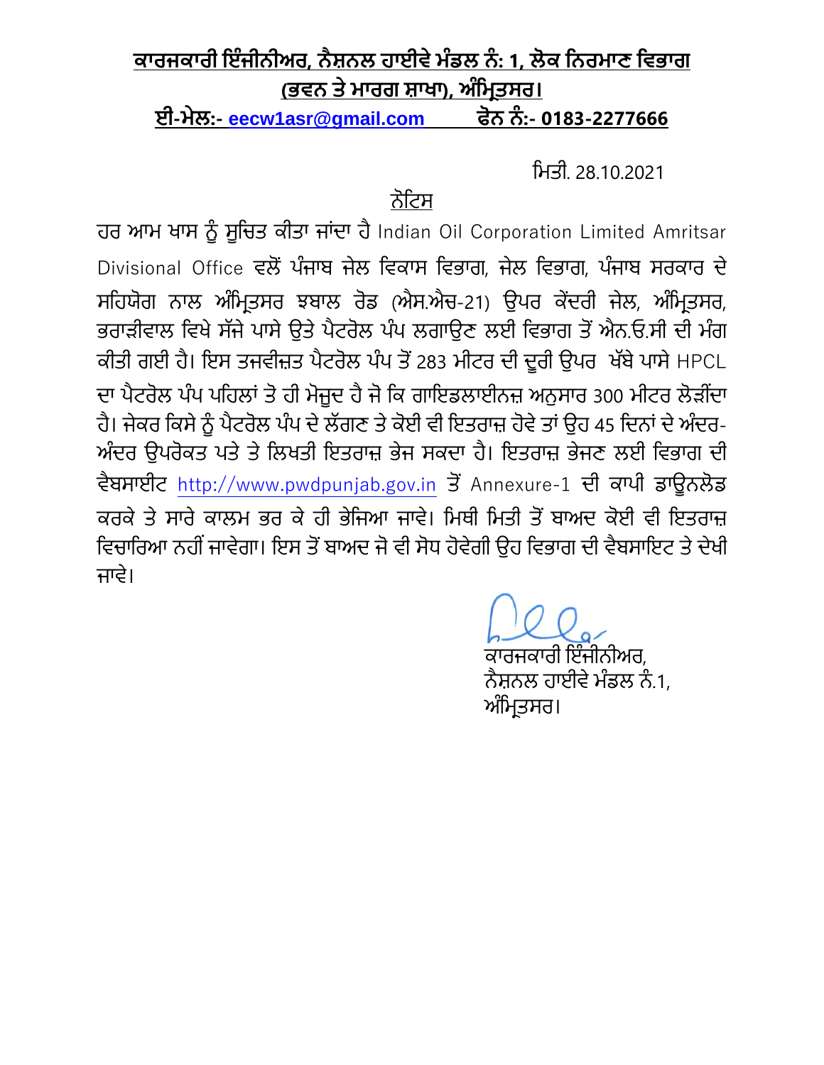**ਕਾਰਜਕਾਰੀ ਇੰਜੀਨੀਅਰ, ਨੈਸ਼ਨਲ ਹਾਈਵੇ ਮੰਡਲ ਨੰ: 1, ਲੋਕ ਨਿਰਮਾਣ ਵਿਭਾਗ**
**(ਭਵਨ ਤੇ ਮਾਰਗ ਸ਼ਾਖਾ), ਅੰਮ੍ਰਿਤਸਰ।**
**ਈ-ਮੇਲ:- eecw1asr@gmail.com ਫੋਨ ਨੰ:- 0183-2277666**

ਮਿਤੀ. 28.10.2021

ਨੋਟਿਸ

ਹਰ ਆਮ ਖਾਸ ਨੂੰ ਸੂਚਿਤ ਕੀਤਾ ਜਾਂਦਾ ਹੈ Indian Oil Corporation Limited Amritsar Divisional Office ਵਲੋਂ ਪੰਜਾਬ ਜੇਲ ਵਿਕਾਸ ਵਿਭਾਗ, ਜੇਲ ਵਿਭਾਗ, ਪੰਜਾਬ ਸਰਕਾਰ ਦੇ ਸਹਿਯੋਗ ਨਾਲ ਅੰਮ੍ਰਿਤਸਰ ਝਬਾਲ ਰੋਡ (ਐਸ.ਐਚ-21) ਉਪਰ ਕੇਂਦਰੀ ਜੇਲ, ਅੰਮ੍ਰਿਤਸਰ, ਭਰਾੜੀਵਾਲ ਵਿਖੇ ਸੱਜੇ ਪਾਸੇ ਉਤੇ ਪੈਟਰੋਲ ਪੰਪ ਲਗਾਉਣ ਲਈ ਵਿਭਾਗ ਤੋਂ ਐਨ.ਓ.ਸੀ ਦੀ ਮੰਗ ਕੀਤੀ ਗਈ ਹੈ। ਇਸ ਤਜਵੀਜ਼ਤ ਪੈਟਰੋਲ ਪੰਪ ਤੋਂ 283 ਮੀਟਰ ਦੀ ਦੂਰੀ ਉਪਰ ਖੱਬੇ ਪਾਸੇ HPCL ਦਾ ਪੈਟਰੋਲ ਪੰਪ ਪਹਿਲਾਂ ਤੋ ਹੀ ਮੋਜੂਦ ਹੈ ਜੋ ਕਿ ਗਾਇਡਲਾਈਨਜ਼ ਅਨੁਸਾਰ 300 ਮੀਟਰ ਲੋੜੀਂਦਾ ਹੈ। ਜੇਕਰ ਕਿਸੇ ਨੂੰ ਪੈਟਰੋਲ ਪੰਪ ਦੇ ਲੱਗਣ ਤੇ ਕੋਈ ਵੀ ਇਤਰਾਜ਼ ਹੋਵੇ ਤਾਂ ਉਹ 45 ਦਿਨਾਂ ਦੇ ਅੰਦਰ-ਅੰਦਰ ਉਪਰੋਕਤ ਪਤੇ ਤੇ ਲਿਖਤੀ ਇਤਰਾਜ਼ ਭੇਜ ਸਕਦਾ ਹੈ। ਇਤਰਾਜ਼ ਭੇਜਣ ਲਈ ਵਿਭਾਗ ਦੀ ਵੈਬਸਾਈਟ http://www.pwdpunjab.gov.in ਤੋਂ Annexure-1 ਦੀ ਕਾਪੀ ਡਾਊਨਲੋਡ ਕਰਕੇ ਤੇ ਸਾਰੇ ਕਾਲਮ ਭਰ ਕੇ ਹੀ ਭੇਜਿਆ ਜਾਵੇ। ਮਿਥੀ ਮਿਤੀ ਤੋਂ ਬਾਅਦ ਕੋਈ ਵੀ ਇਤਰਾਜ਼ ਵਿਚਾਰਿਆ ਨਹੀਂ ਜਾਵੇਗਾ। ਇਸ ਤੋਂ ਬਾਅਦ ਜੋ ਵੀ ਸੋਧ ਹੋਵੇਗੀ ਉਹ ਵਿਭਾਗ ਦੀ ਵੈਬਸਾਇਟ ਤੇ ਦੇਖੀ ਜਾਵੇ।

ਕਾਰਜਕਾਰੀ ਇੰਜੀਨੀਅਰ,
ਨੈਸ਼ਨਲ ਹਾਈਵੇ ਮੰਡਲ ਨੰ.1,
ਅੰਮ੍ਰਿਤਸਰ।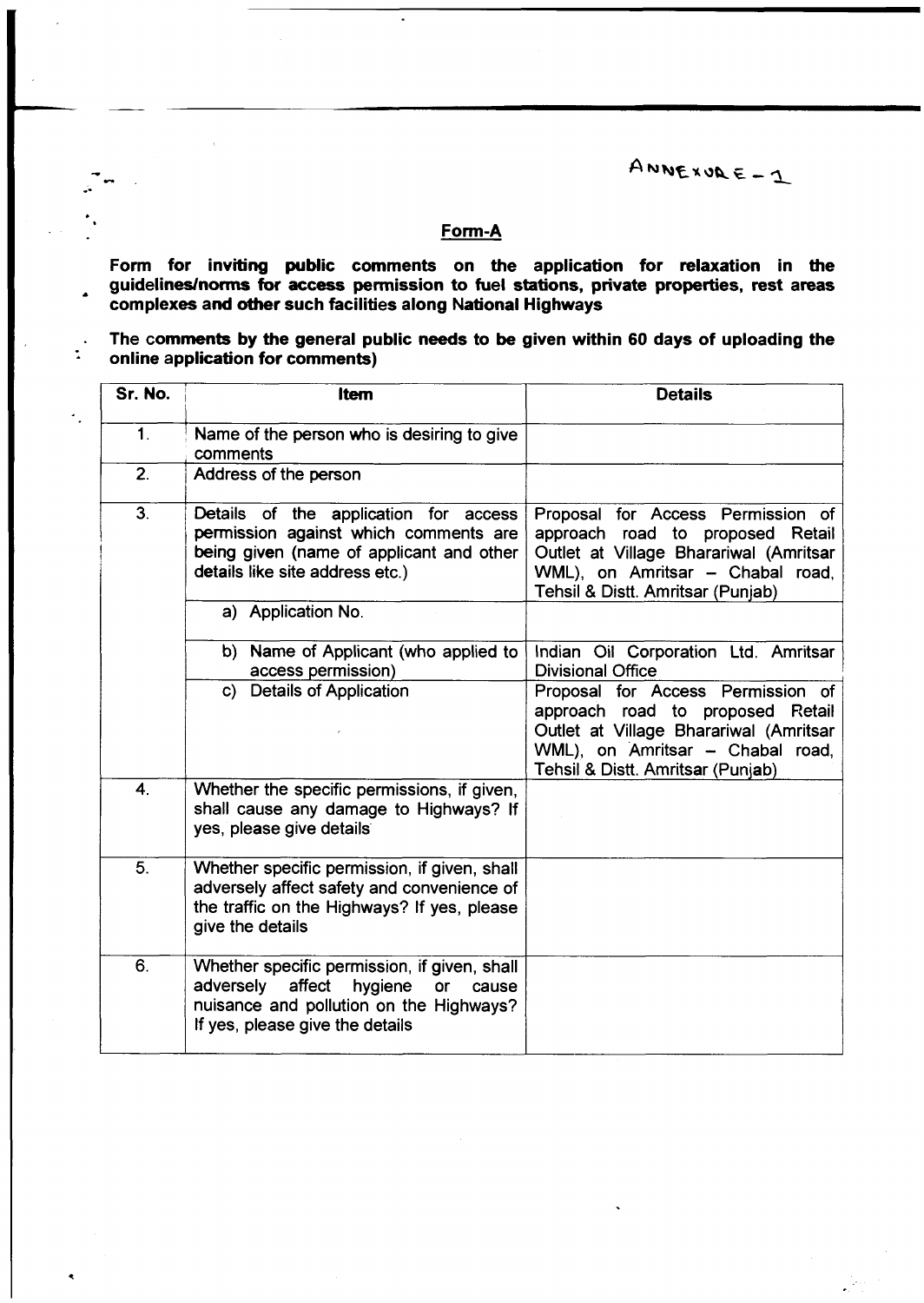ANNEXURE – 1

## Form-A

**Form for inviting public comments on the application for relaxation in the guidelines/norms for access permission to fuel stations, private properties, rest areas complexes and other such facilities along National Highways**

**The comments by the general public needs to be given within 60 days of uploading the online application for comments)**

| Sr. No. | Item | Details |
|---|---|---|
| 1. | Name of the person who is desiring to give comments | |
| 2. | Address of the person | |
| 3. | Details of the application for access permission against which comments are being given (name of applicant and other details like site address etc.) | Proposal for Access Permission of approach road to proposed Retail Outlet at Village Bharariwal (Amritsar WML), on Amritsar – Chabal road, Tehsil & Distt. Amritsar (Punjab) |
| | a) Application No. | |
| | b) Name of Applicant (who applied to access permission) | Indian Oil Corporation Ltd. Amritsar Divisional Office |
| | c) Details of Application | Proposal for Access Permission of approach road to proposed Retail Outlet at Village Bharariwal (Amritsar WML), on Amritsar – Chabal road, Tehsil & Distt. Amritsar (Punjab) |
| 4. | Whether the specific permissions, if given, shall cause any damage to Highways? If yes, please give details | |
| 5. | Whether specific permission, if given, shall adversely affect safety and convenience of the traffic on the Highways? If yes, please give the details | |
| 6. | Whether specific permission, if given, shall adversely affect hygiene or cause nuisance and pollution on the Highways? If yes, please give the details | |